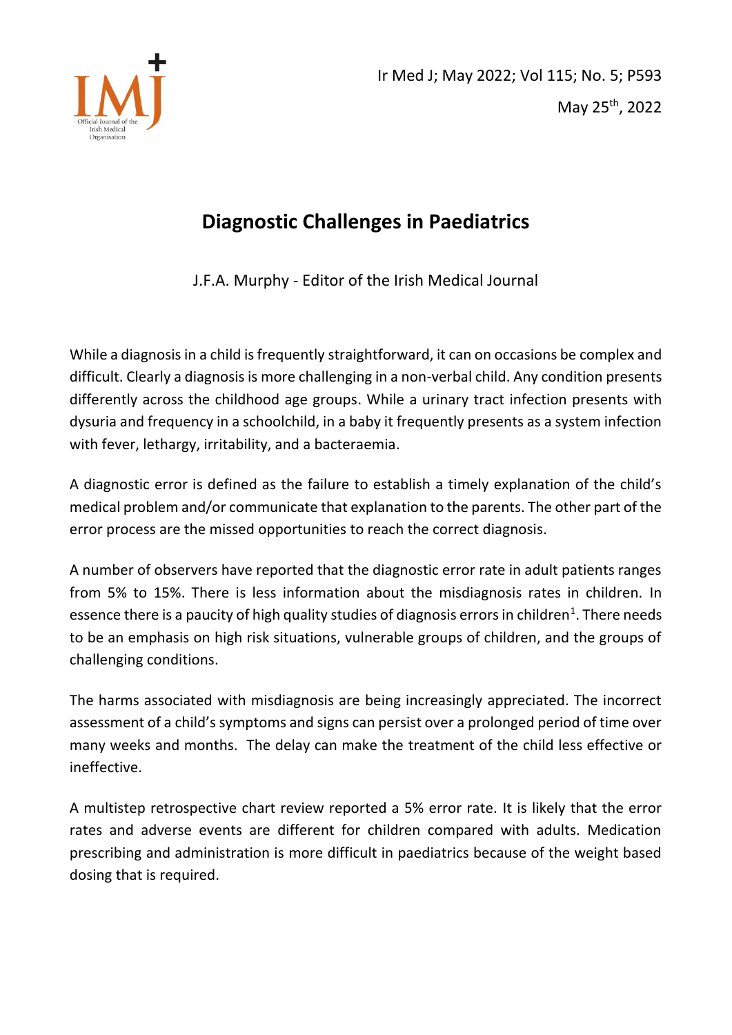# Diagnostic Challenges in Paediatrics

J.F.A. Murphy - Editor of the Irish Medical Journal

While a diagnosis in a child is frequently straightforward, it can on occasions be complex and difficult. Clearly a diagnosis is more challenging in a non-verbal child. Any condition presents differently across the childhood age groups. While a urinary tract infection presents with dysuria and frequency in a schoolchild, in a baby it frequently presents as a system infection with fever, lethargy, irritability, and a bacteraemia.

A diagnostic error is defined as the failure to establish a timely explanation of the child's medical problem and/or communicate that explanation to the parents. The other part of the error process are the missed opportunities to reach the correct diagnosis.

A number of observers have reported that the diagnostic error rate in adult patients ranges from 5% to 15%. There is less information about the misdiagnosis rates in children. In essence there is a paucity of high quality studies of diagnosis errors in children[1]. There needs to be an emphasis on high risk situations, vulnerable groups of children, and the groups of challenging conditions.

The harms associated with misdiagnosis are being increasingly appreciated. The incorrect assessment of a child's symptoms and signs can persist over a prolonged period of time over many weeks and months. The delay can make the treatment of the child less effective or ineffective.

A multistep retrospective chart review reported a 5% error rate. It is likely that the error rates and adverse events are different for children compared with adults. Medication prescribing and administration is more difficult in paediatrics because of the weight based dosing that is required.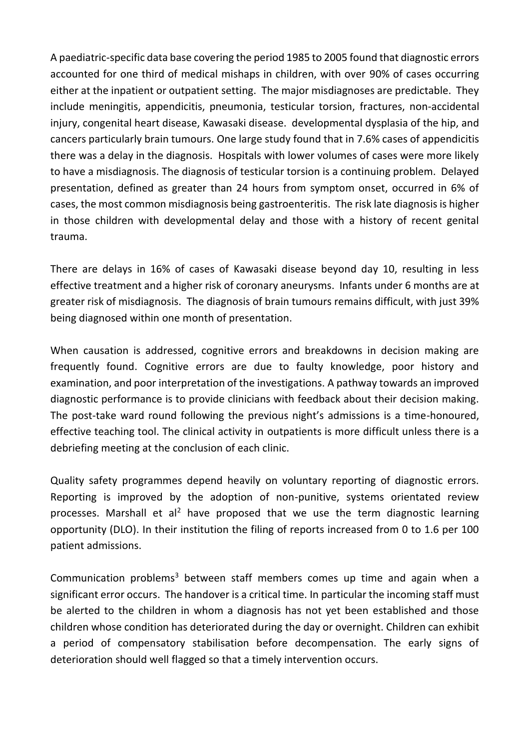A paediatric-specific data base covering the period 1985 to 2005 found that diagnostic errors accounted for one third of medical mishaps in children, with over 90% of cases occurring either at the inpatient or outpatient setting. The major misdiagnoses are predictable. They include meningitis, appendicitis, pneumonia, testicular torsion, fractures, non-accidental injury, congenital heart disease, Kawasaki disease. developmental dysplasia of the hip, and cancers particularly brain tumours. One large study found that in 7.6% cases of appendicitis there was a delay in the diagnosis. Hospitals with lower volumes of cases were more likely to have a misdiagnosis. The diagnosis of testicular torsion is a continuing problem. Delayed presentation, defined as greater than 24 hours from symptom onset, occurred in 6% of cases, the most common misdiagnosis being gastroenteritis. The risk late diagnosis is higher in those children with developmental delay and those with a history of recent genital trauma.

There are delays in 16% of cases of Kawasaki disease beyond day 10, resulting in less effective treatment and a higher risk of coronary aneurysms. Infants under 6 months are at greater risk of misdiagnosis. The diagnosis of brain tumours remains difficult, with just 39% being diagnosed within one month of presentation.

When causation is addressed, cognitive errors and breakdowns in decision making are frequently found. Cognitive errors are due to faulty knowledge, poor history and examination, and poor interpretation of the investigations. A pathway towards an improved diagnostic performance is to provide clinicians with feedback about their decision making. The post-take ward round following the previous night's admissions is a time-honoured, effective teaching tool. The clinical activity in outpatients is more difficult unless there is a debriefing meeting at the conclusion of each clinic.

Quality safety programmes depend heavily on voluntary reporting of diagnostic errors. Reporting is improved by the adoption of non-punitive, systems orientated review processes. Marshall et al[2] have proposed that we use the term diagnostic learning opportunity (DLO). In their institution the filing of reports increased from 0 to 1.6 per 100 patient admissions.

Communication problems[3] between staff members comes up time and again when a significant error occurs. The handover is a critical time. In particular the incoming staff must be alerted to the children in whom a diagnosis has not yet been established and those children whose condition has deteriorated during the day or overnight. Children can exhibit a period of compensatory stabilisation before decompensation. The early signs of deterioration should well flagged so that a timely intervention occurs.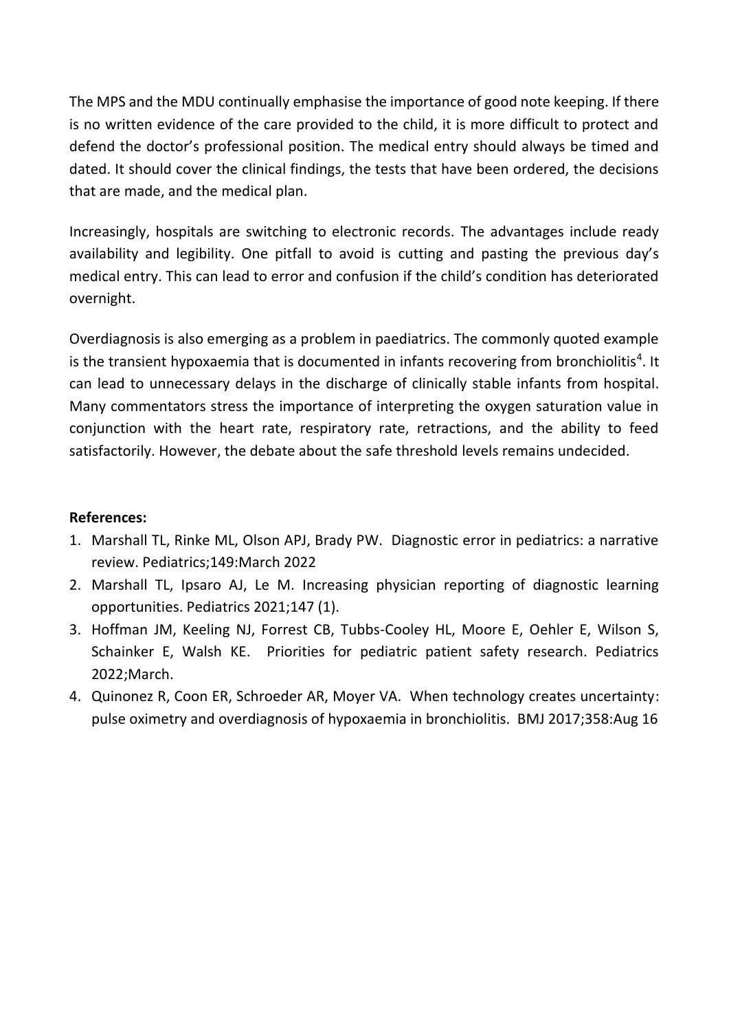The MPS and the MDU continually emphasise the importance of good note keeping. If there is no written evidence of the care provided to the child, it is more difficult to protect and defend the doctor's professional position. The medical entry should always be timed and dated. It should cover the clinical findings, the tests that have been ordered, the decisions that are made, and the medical plan.

Increasingly, hospitals are switching to electronic records. The advantages include ready availability and legibility. One pitfall to avoid is cutting and pasting the previous day's medical entry. This can lead to error and confusion if the child's condition has deteriorated overnight.

Overdiagnosis is also emerging as a problem in paediatrics. The commonly quoted example is the transient hypoxaemia that is documented in infants recovering from bronchiolitis[4]. It can lead to unnecessary delays in the discharge of clinically stable infants from hospital. Many commentators stress the importance of interpreting the oxygen saturation value in conjunction with the heart rate, respiratory rate, retractions, and the ability to feed satisfactorily. However, the debate about the safe threshold levels remains undecided.

**References:**

1. Marshall TL, Rinke ML, Olson APJ, Brady PW. Diagnostic error in pediatrics: a narrative review. Pediatrics;149:March 2022
2. Marshall TL, Ipsaro AJ, Le M. Increasing physician reporting of diagnostic learning opportunities. Pediatrics 2021;147 (1).
3. Hoffman JM, Keeling NJ, Forrest CB, Tubbs-Cooley HL, Moore E, Oehler E, Wilson S, Schainker E, Walsh KE. Priorities for pediatric patient safety research. Pediatrics 2022;March.
4. Quinonez R, Coon ER, Schroeder AR, Moyer VA. When technology creates uncertainty: pulse oximetry and overdiagnosis of hypoxaemia in bronchiolitis. BMJ 2017;358:Aug 16